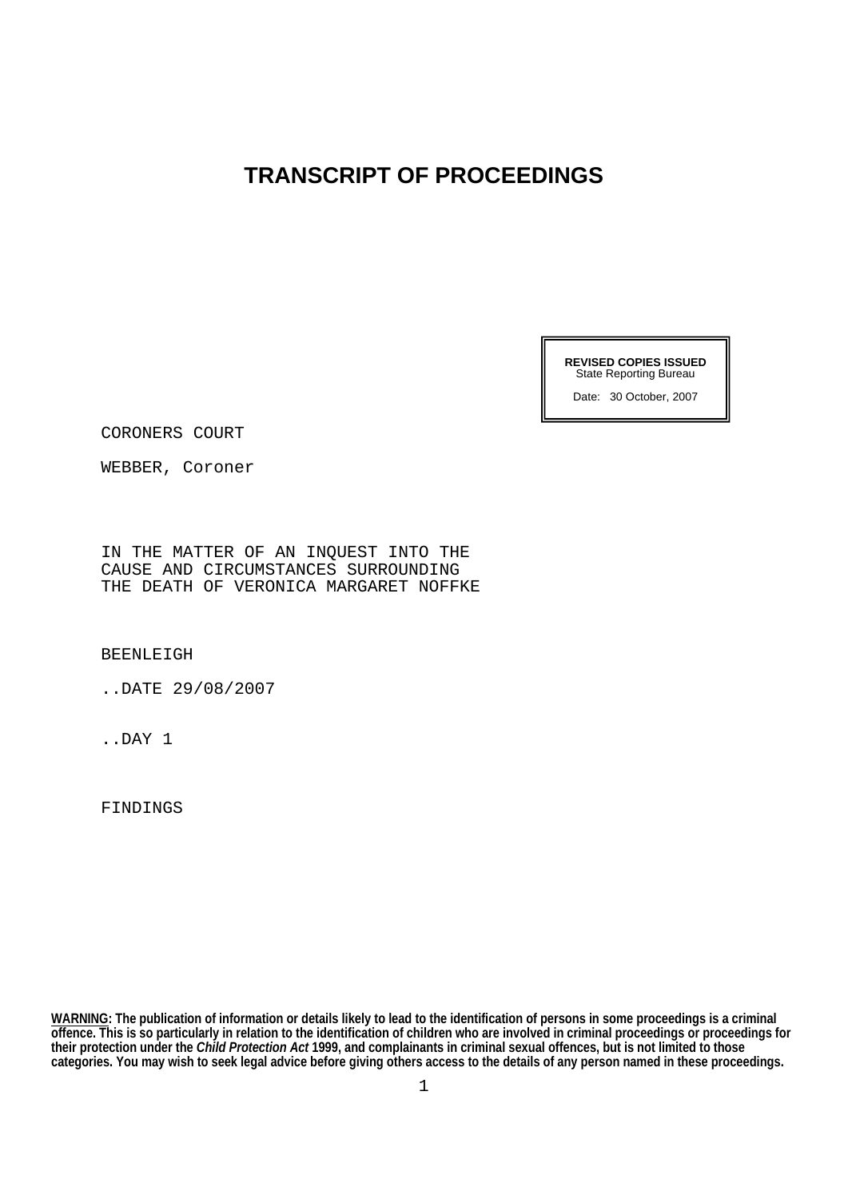# TRANSCRIPT OF PROCEEDINGS

**REVISED COPIES ISSUED**
State Reporting Bureau

Date: 30 October, 2007

CORONERS COURT

WEBBER, Coroner

IN THE MATTER OF AN INQUEST INTO THE CAUSE AND CIRCUMSTANCES SURROUNDING THE DEATH OF VERONICA MARGARET NOFFKE

BEENLEIGH

..DATE 29/08/2007

..DAY 1

FINDINGS

**WARNING: The publication of information or details likely to lead to the identification of persons in some proceedings is a criminal offence. This is so particularly in relation to the identification of children who are involved in criminal proceedings or proceedings for their protection under the *Child Protection Act* 1999, and complainants in criminal sexual offences, but is not limited to those categories. You may wish to seek legal advice before giving others access to the details of any person named in these proceedings.**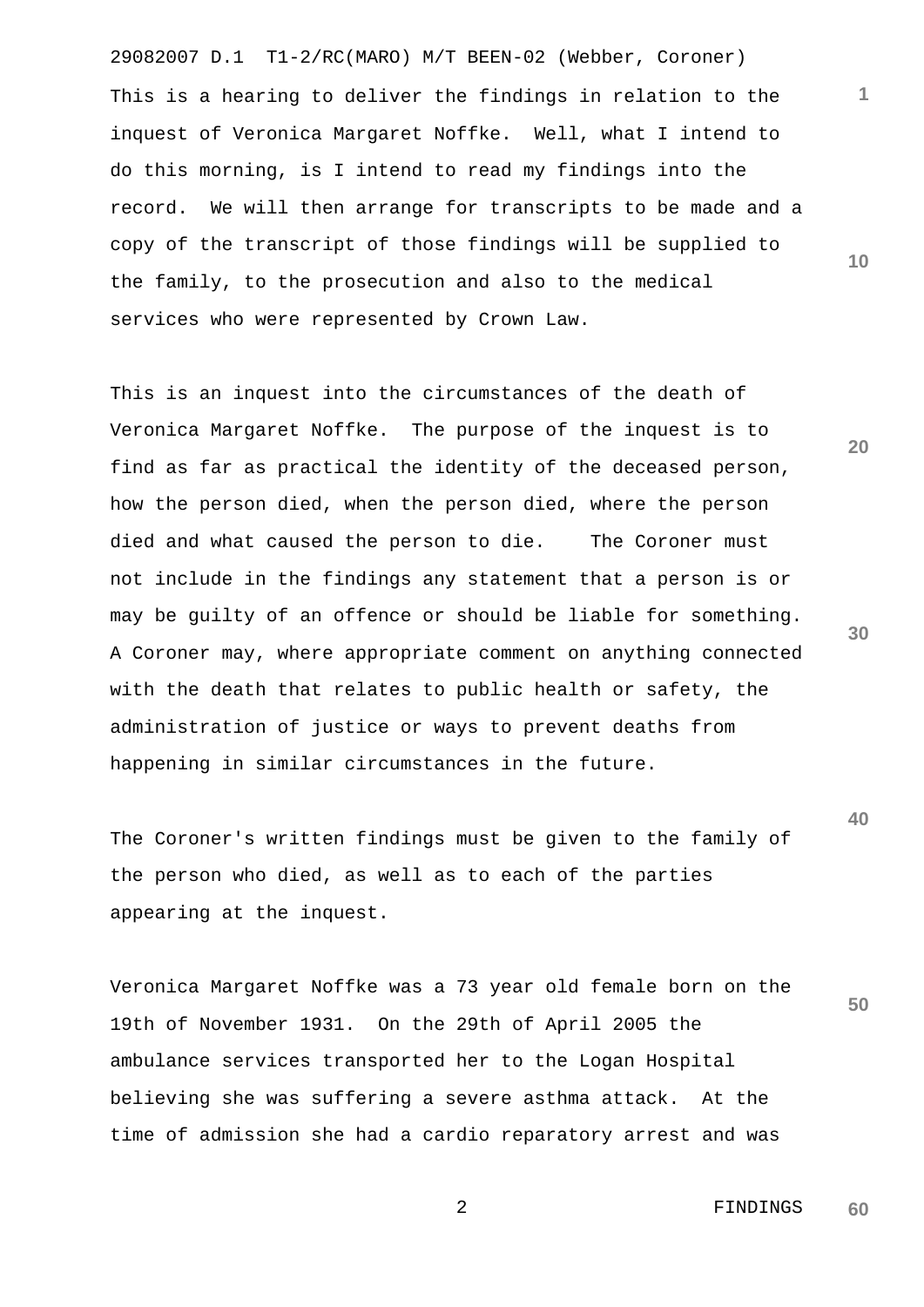This is a hearing to deliver the findings in relation to the inquest of Veronica Margaret Noffke. Well, what I intend to do this morning, is I intend to read my findings into the record. We will then arrange for transcripts to be made and a copy of the transcript of those findings will be supplied to the family, to the prosecution and also to the medical services who were represented by Crown Law.

This is an inquest into the circumstances of the death of Veronica Margaret Noffke. The purpose of the inquest is to find as far as practical the identity of the deceased person, how the person died, when the person died, where the person died and what caused the person to die. The Coroner must not include in the findings any statement that a person is or may be guilty of an offence or should be liable for something. A Coroner may, where appropriate comment on anything connected with the death that relates to public health or safety, the administration of justice or ways to prevent deaths from happening in similar circumstances in the future.

The Coroner's written findings must be given to the family of the person who died, as well as to each of the parties appearing at the inquest.

Veronica Margaret Noffke was a 73 year old female born on the 19th of November 1931. On the 29th of April 2005 the ambulance services transported her to the Logan Hospital believing she was suffering a severe asthma attack. At the time of admission she had a cardio reparatory arrest and was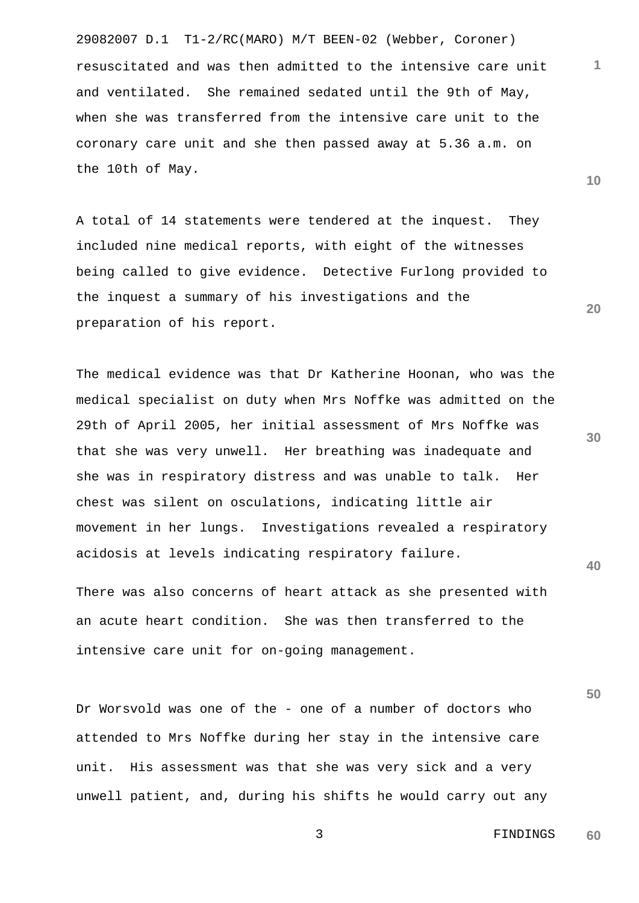resuscitated and was then admitted to the intensive care unit and ventilated. She remained sedated until the 9th of May, when she was transferred from the intensive care unit to the coronary care unit and she then passed away at 5.36 a.m. on the 10th of May.

A total of 14 statements were tendered at the inquest. They included nine medical reports, with eight of the witnesses being called to give evidence. Detective Furlong provided to the inquest a summary of his investigations and the preparation of his report.

The medical evidence was that Dr Katherine Hoonan, who was the medical specialist on duty when Mrs Noffke was admitted on the 29th of April 2005, her initial assessment of Mrs Noffke was that she was very unwell. Her breathing was inadequate and she was in respiratory distress and was unable to talk. Her chest was silent on osculations, indicating little air movement in her lungs. Investigations revealed a respiratory acidosis at levels indicating respiratory failure.

There was also concerns of heart attack as she presented with an acute heart condition. She was then transferred to the intensive care unit for on-going management.

Dr Worsvold was one of the - one of a number of doctors who attended to Mrs Noffke during her stay in the intensive care unit. His assessment was that she was very sick and a very unwell patient, and, during his shifts he would carry out any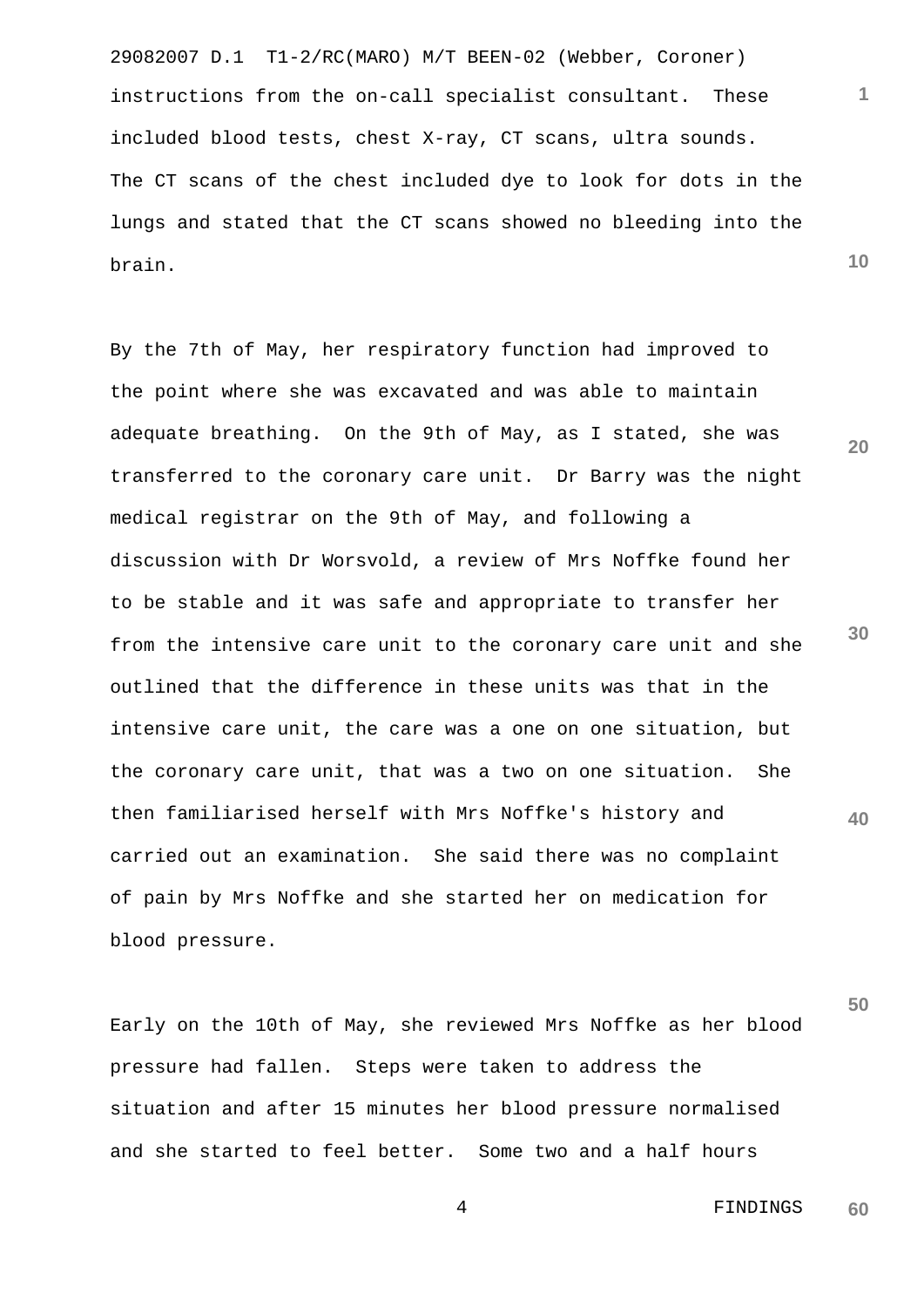instructions from the on-call specialist consultant. These included blood tests, chest X-ray, CT scans, ultra sounds. The CT scans of the chest included dye to look for dots in the lungs and stated that the CT scans showed no bleeding into the brain.

By the 7th of May, her respiratory function had improved to the point where she was excavated and was able to maintain adequate breathing. On the 9th of May, as I stated, she was transferred to the coronary care unit. Dr Barry was the night medical registrar on the 9th of May, and following a discussion with Dr Worsvold, a review of Mrs Noffke found her to be stable and it was safe and appropriate to transfer her from the intensive care unit to the coronary care unit and she outlined that the difference in these units was that in the intensive care unit, the care was a one on one situation, but the coronary care unit, that was a two on one situation. She then familiarised herself with Mrs Noffke's history and carried out an examination. She said there was no complaint of pain by Mrs Noffke and she started her on medication for blood pressure.

Early on the 10th of May, she reviewed Mrs Noffke as her blood pressure had fallen. Steps were taken to address the situation and after 15 minutes her blood pressure normalised and she started to feel better. Some two and a half hours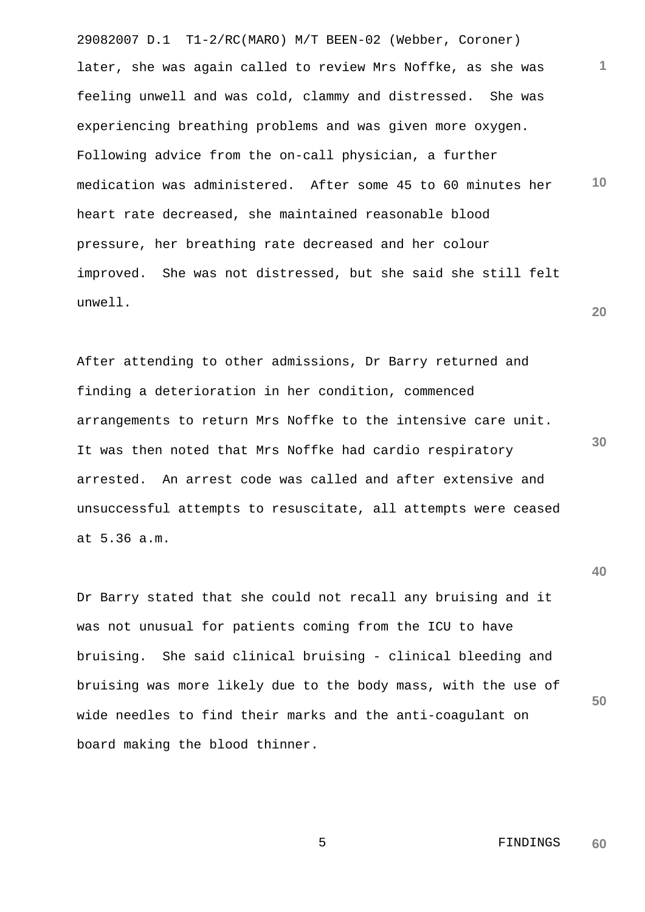later, she was again called to review Mrs Noffke, as she was feeling unwell and was cold, clammy and distressed. She was experiencing breathing problems and was given more oxygen. Following advice from the on-call physician, a further medication was administered. After some 45 to 60 minutes her heart rate decreased, she maintained reasonable blood pressure, her breathing rate decreased and her colour improved. She was not distressed, but she said she still felt unwell.

After attending to other admissions, Dr Barry returned and finding a deterioration in her condition, commenced arrangements to return Mrs Noffke to the intensive care unit. It was then noted that Mrs Noffke had cardio respiratory arrested. An arrest code was called and after extensive and unsuccessful attempts to resuscitate, all attempts were ceased at 5.36 a.m.

Dr Barry stated that she could not recall any bruising and it was not unusual for patients coming from the ICU to have bruising. She said clinical bruising - clinical bleeding and bruising was more likely due to the body mass, with the use of wide needles to find their marks and the anti-coagulant on board making the blood thinner.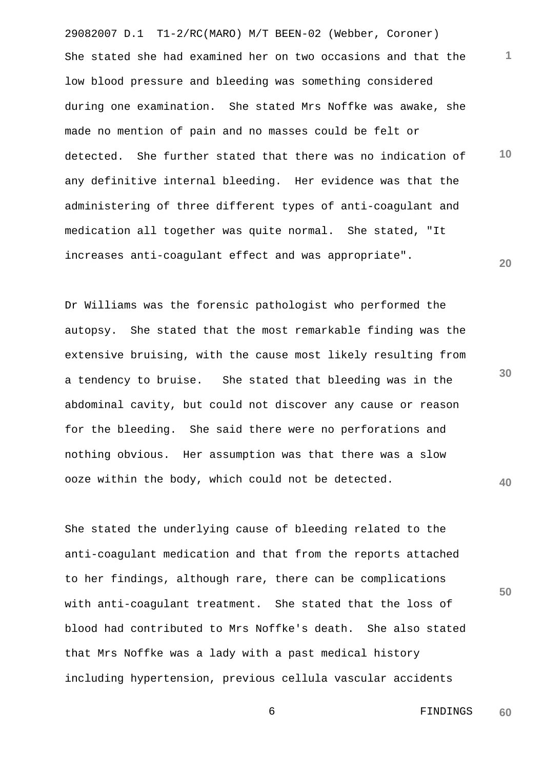She stated she had examined her on two occasions and that the low blood pressure and bleeding was something considered during one examination. She stated Mrs Noffke was awake, she made no mention of pain and no masses could be felt or detected. She further stated that there was no indication of any definitive internal bleeding. Her evidence was that the administering of three different types of anti-coagulant and medication all together was quite normal. She stated, "It increases anti-coagulant effect and was appropriate".

Dr Williams was the forensic pathologist who performed the autopsy. She stated that the most remarkable finding was the extensive bruising, with the cause most likely resulting from a tendency to bruise. She stated that bleeding was in the abdominal cavity, but could not discover any cause or reason for the bleeding. She said there were no perforations and nothing obvious. Her assumption was that there was a slow ooze within the body, which could not be detected.

She stated the underlying cause of bleeding related to the anti-coagulant medication and that from the reports attached to her findings, although rare, there can be complications with anti-coagulant treatment. She stated that the loss of blood had contributed to Mrs Noffke's death. She also stated that Mrs Noffke was a lady with a past medical history including hypertension, previous cellula vascular accidents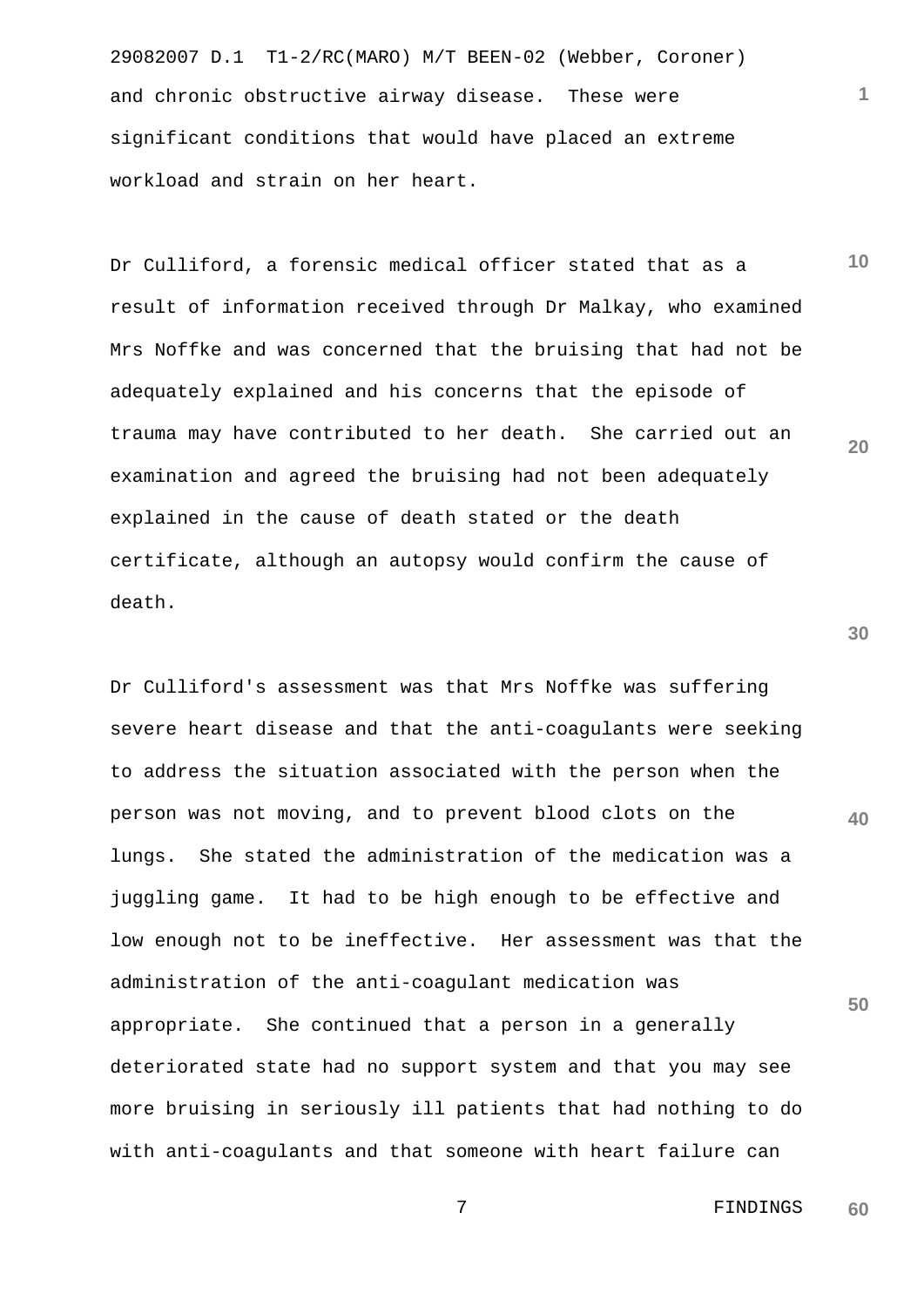and chronic obstructive airway disease. These were significant conditions that would have placed an extreme workload and strain on her heart.

Dr Culliford, a forensic medical officer stated that as a result of information received through Dr Malkay, who examined Mrs Noffke and was concerned that the bruising that had not be adequately explained and his concerns that the episode of trauma may have contributed to her death. She carried out an examination and agreed the bruising had not been adequately explained in the cause of death stated or the death certificate, although an autopsy would confirm the cause of death.

Dr Culliford's assessment was that Mrs Noffke was suffering severe heart disease and that the anti-coagulants were seeking to address the situation associated with the person when the person was not moving, and to prevent blood clots on the lungs. She stated the administration of the medication was a juggling game. It had to be high enough to be effective and low enough not to be ineffective. Her assessment was that the administration of the anti-coagulant medication was appropriate. She continued that a person in a generally deteriorated state had no support system and that you may see more bruising in seriously ill patients that had nothing to do with anti-coagulants and that someone with heart failure can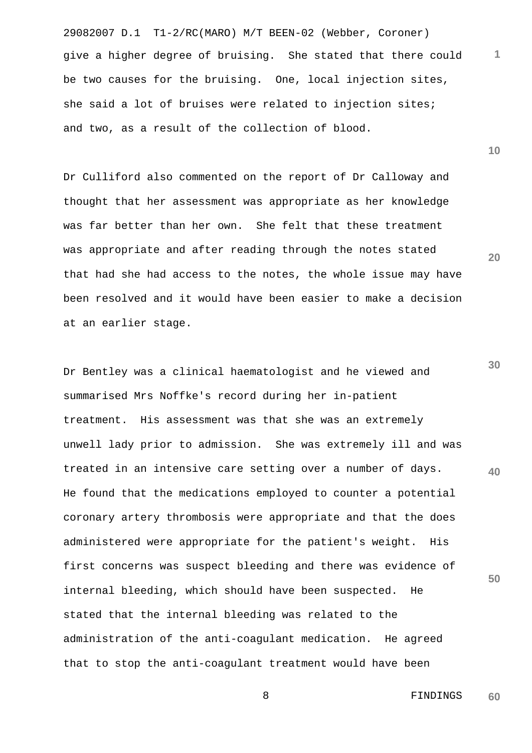give a higher degree of bruising. She stated that there could be two causes for the bruising. One, local injection sites, she said a lot of bruises were related to injection sites; and two, as a result of the collection of blood.

Dr Culliford also commented on the report of Dr Calloway and thought that her assessment was appropriate as her knowledge was far better than her own. She felt that these treatment was appropriate and after reading through the notes stated that had she had access to the notes, the whole issue may have been resolved and it would have been easier to make a decision at an earlier stage.

Dr Bentley was a clinical haematologist and he viewed and summarised Mrs Noffke's record during her in-patient treatment. His assessment was that she was an extremely unwell lady prior to admission. She was extremely ill and was treated in an intensive care setting over a number of days. He found that the medications employed to counter a potential coronary artery thrombosis were appropriate and that the does administered were appropriate for the patient's weight. His first concerns was suspect bleeding and there was evidence of internal bleeding, which should have been suspected. He stated that the internal bleeding was related to the administration of the anti-coagulant medication. He agreed that to stop the anti-coagulant treatment would have been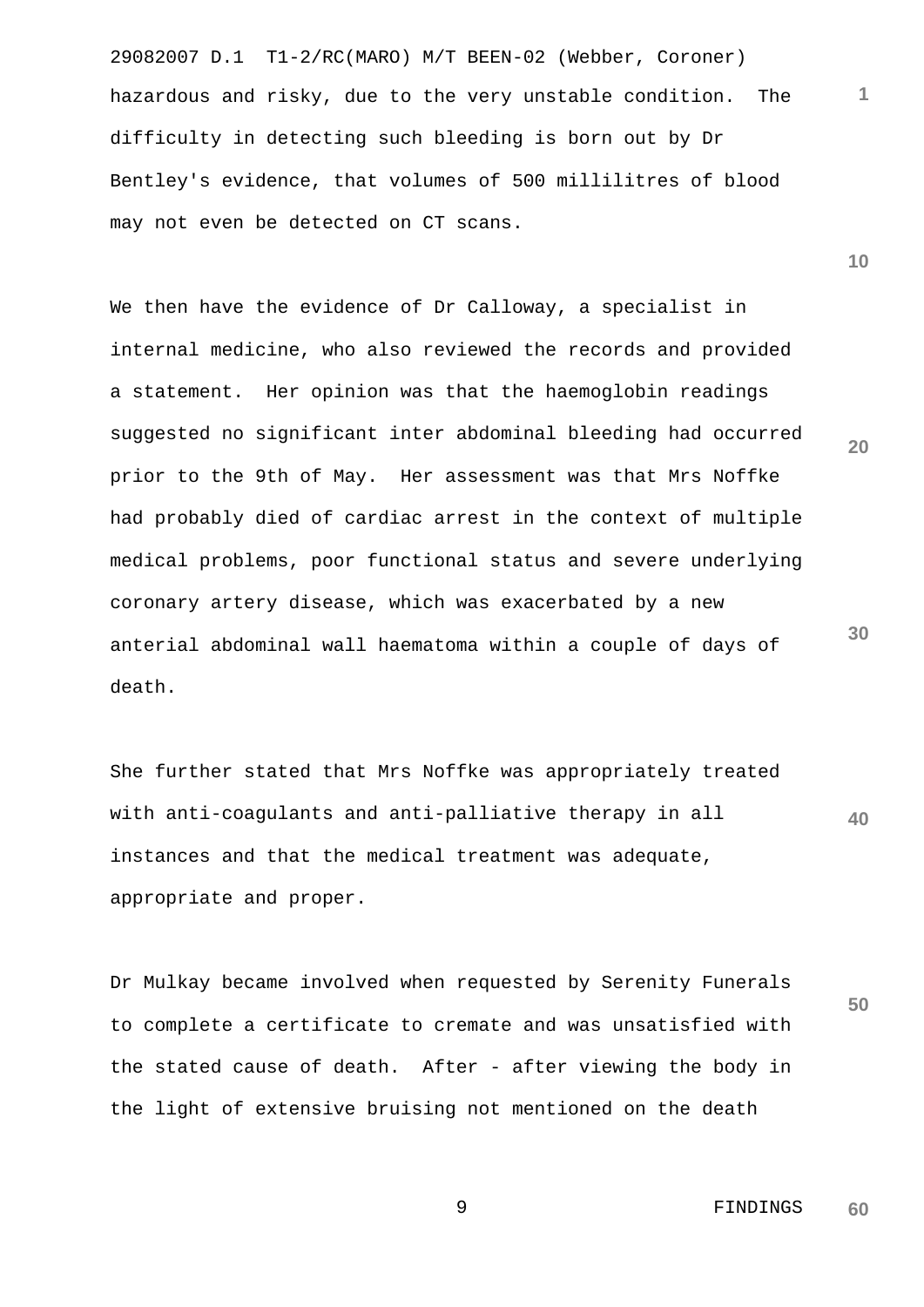hazardous and risky, due to the very unstable condition. The difficulty in detecting such bleeding is born out by Dr Bentley's evidence, that volumes of 500 millilitres of blood may not even be detected on CT scans.

We then have the evidence of Dr Calloway, a specialist in internal medicine, who also reviewed the records and provided a statement. Her opinion was that the haemoglobin readings suggested no significant inter abdominal bleeding had occurred prior to the 9th of May. Her assessment was that Mrs Noffke had probably died of cardiac arrest in the context of multiple medical problems, poor functional status and severe underlying coronary artery disease, which was exacerbated by a new anterial abdominal wall haematoma within a couple of days of death.

She further stated that Mrs Noffke was appropriately treated with anti-coagulants and anti-palliative therapy in all instances and that the medical treatment was adequate, appropriate and proper.

Dr Mulkay became involved when requested by Serenity Funerals to complete a certificate to cremate and was unsatisfied with the stated cause of death. After - after viewing the body in the light of extensive bruising not mentioned on the death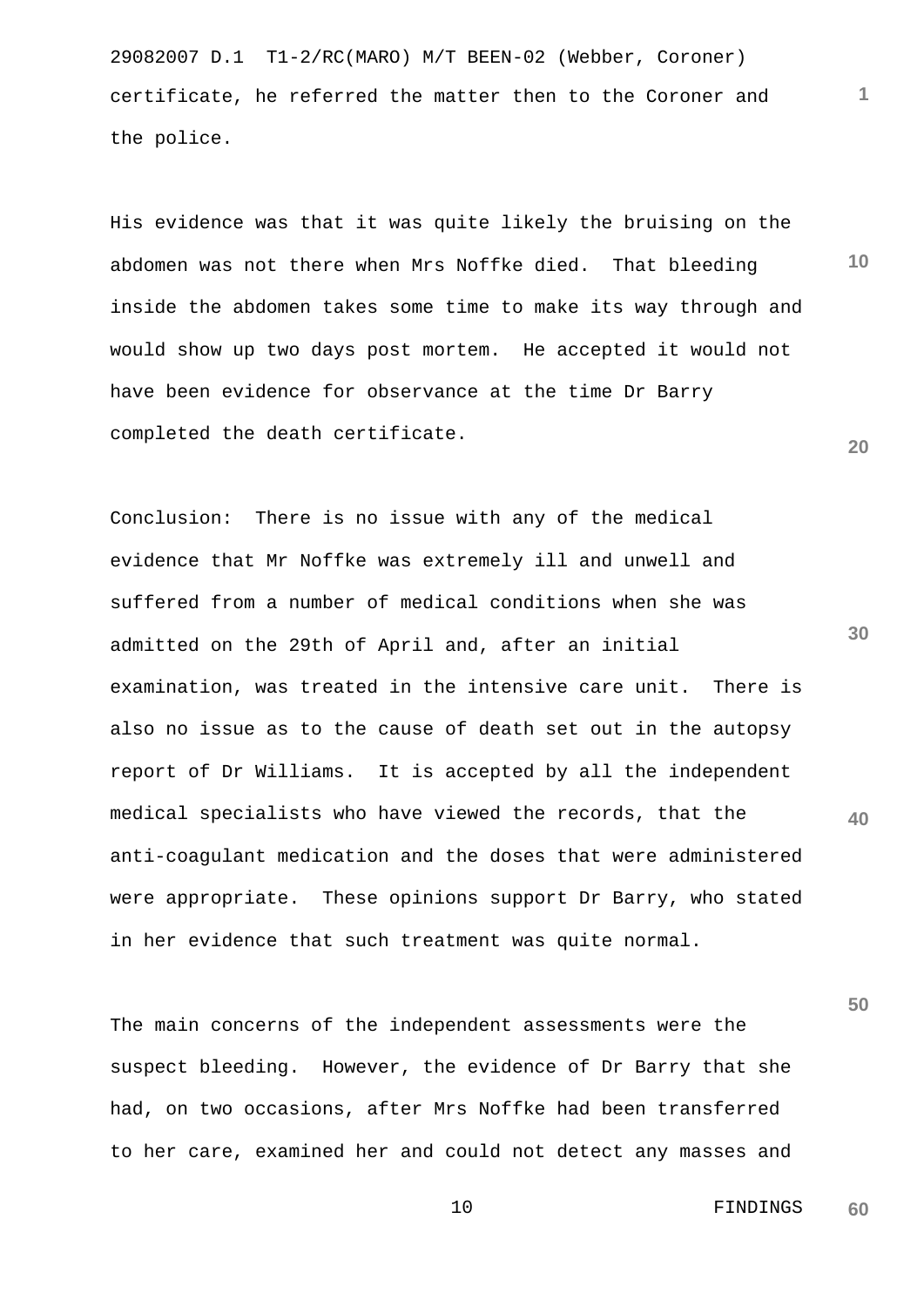certificate, he referred the matter then to the Coroner and the police.

His evidence was that it was quite likely the bruising on the abdomen was not there when Mrs Noffke died. That bleeding inside the abdomen takes some time to make its way through and would show up two days post mortem. He accepted it would not have been evidence for observance at the time Dr Barry completed the death certificate.

Conclusion: There is no issue with any of the medical evidence that Mr Noffke was extremely ill and unwell and suffered from a number of medical conditions when she was admitted on the 29th of April and, after an initial examination, was treated in the intensive care unit. There is also no issue as to the cause of death set out in the autopsy report of Dr Williams. It is accepted by all the independent medical specialists who have viewed the records, that the anti-coagulant medication and the doses that were administered were appropriate. These opinions support Dr Barry, who stated in her evidence that such treatment was quite normal.

The main concerns of the independent assessments were the suspect bleeding. However, the evidence of Dr Barry that she had, on two occasions, after Mrs Noffke had been transferred to her care, examined her and could not detect any masses and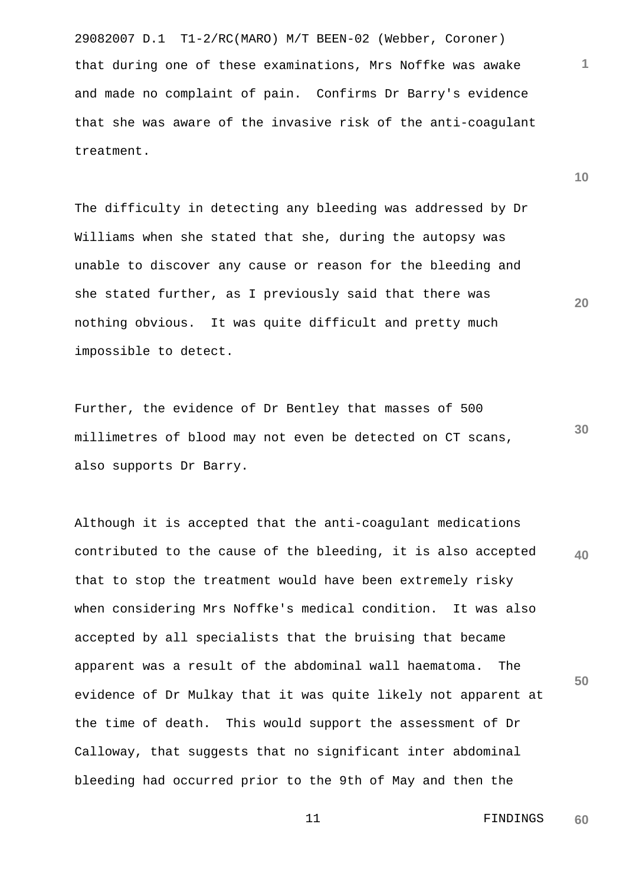that during one of these examinations, Mrs Noffke was awake and made no complaint of pain. Confirms Dr Barry's evidence that she was aware of the invasive risk of the anti-coagulant treatment.

The difficulty in detecting any bleeding was addressed by Dr Williams when she stated that she, during the autopsy was unable to discover any cause or reason for the bleeding and she stated further, as I previously said that there was nothing obvious. It was quite difficult and pretty much impossible to detect.

Further, the evidence of Dr Bentley that masses of 500 millimetres of blood may not even be detected on CT scans, also supports Dr Barry.

Although it is accepted that the anti-coagulant medications contributed to the cause of the bleeding, it is also accepted that to stop the treatment would have been extremely risky when considering Mrs Noffke's medical condition. It was also accepted by all specialists that the bruising that became apparent was a result of the abdominal wall haematoma. The evidence of Dr Mulkay that it was quite likely not apparent at the time of death. This would support the assessment of Dr Calloway, that suggests that no significant inter abdominal bleeding had occurred prior to the 9th of May and then the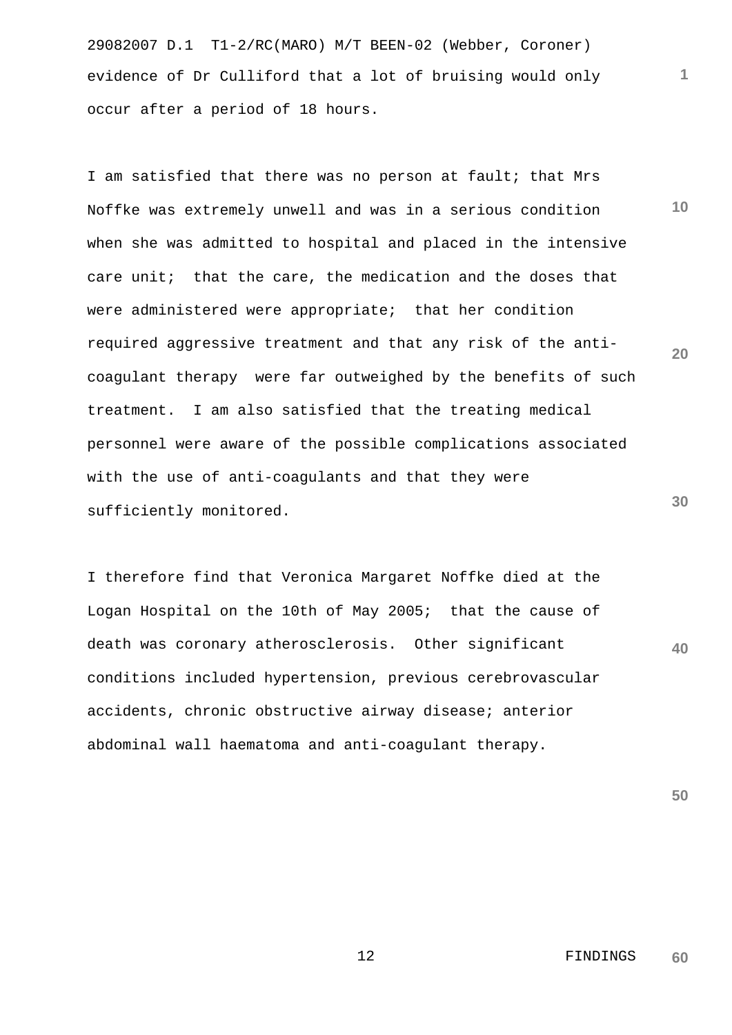evidence of Dr Culliford that a lot of bruising would only occur after a period of 18 hours.

I am satisfied that there was no person at fault; that Mrs Noffke was extremely unwell and was in a serious condition when she was admitted to hospital and placed in the intensive care unit; that the care, the medication and the doses that were administered were appropriate; that her condition required aggressive treatment and that any risk of the anti-coagulant therapy were far outweighed by the benefits of such treatment. I am also satisfied that the treating medical personnel were aware of the possible complications associated with the use of anti-coagulants and that they were sufficiently monitored.

I therefore find that Veronica Margaret Noffke died at the Logan Hospital on the 10th of May 2005; that the cause of death was coronary atherosclerosis. Other significant conditions included hypertension, previous cerebrovascular accidents, chronic obstructive airway disease; anterior abdominal wall haematoma and anti-coagulant therapy.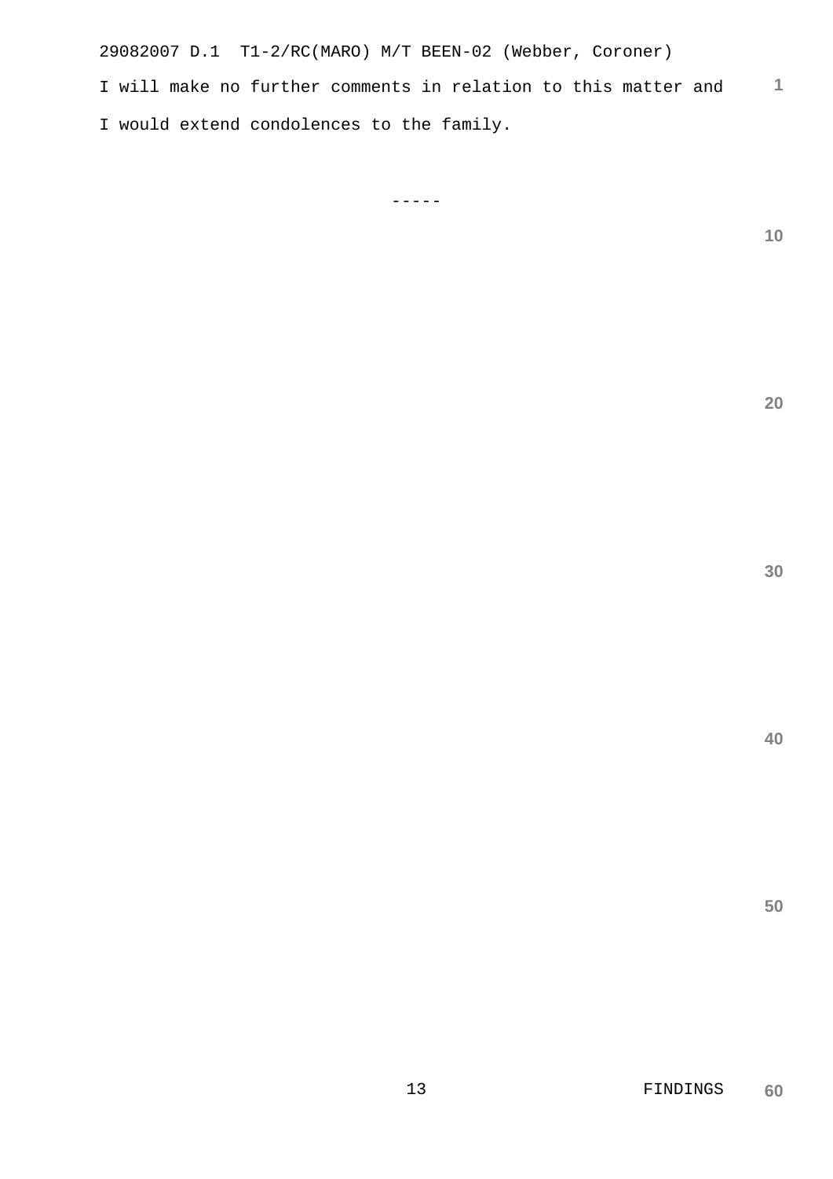I will make no further comments in relation to this matter and I would extend condolences to the family.

-----